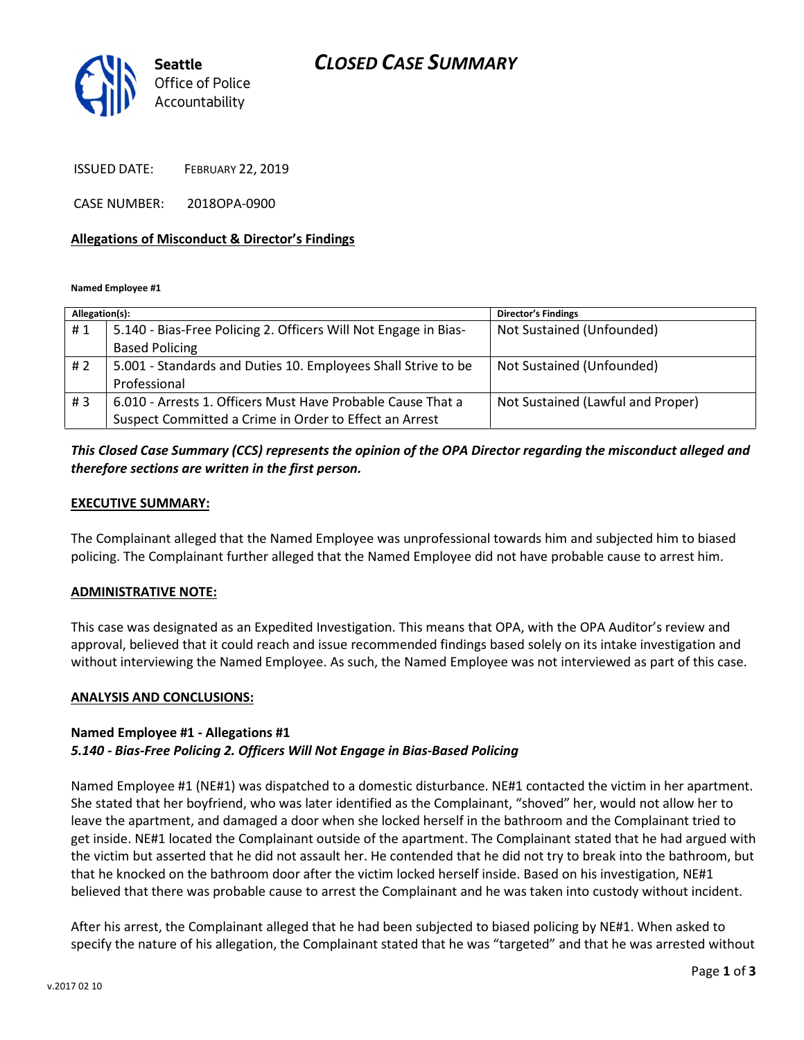# CLOSED CASE SUMMARY

Seattle Office of Police Accountability

ISSUED DATE: FEBRUARY 22, 2019

CASE NUMBER: 2018OPA-0900

**Allegations of Misconduct & Director's Findings**

**Named Employee #1**

| Allegation(s): | | Director's Findings |
|---|---|---|
| # 1 | 5.140 - Bias-Free Policing 2. Officers Will Not Engage in Bias-Based Policing | Not Sustained (Unfounded) |
| # 2 | 5.001 - Standards and Duties 10. Employees Shall Strive to be Professional | Not Sustained (Unfounded) |
| # 3 | 6.010 - Arrests 1. Officers Must Have Probable Cause That a Suspect Committed a Crime in Order to Effect an Arrest | Not Sustained (Lawful and Proper) |

***This Closed Case Summary (CCS) represents the opinion of the OPA Director regarding the misconduct alleged and therefore sections are written in the first person.***

**EXECUTIVE SUMMARY:**

The Complainant alleged that the Named Employee was unprofessional towards him and subjected him to biased policing. The Complainant further alleged that the Named Employee did not have probable cause to arrest him.

**ADMINISTRATIVE NOTE:**

This case was designated as an Expedited Investigation. This means that OPA, with the OPA Auditor's review and approval, believed that it could reach and issue recommended findings based solely on its intake investigation and without interviewing the Named Employee. As such, the Named Employee was not interviewed as part of this case.

**ANALYSIS AND CONCLUSIONS:**

**Named Employee #1 - Allegations #1**
***5.140 - Bias-Free Policing 2. Officers Will Not Engage in Bias-Based Policing***

Named Employee #1 (NE#1) was dispatched to a domestic disturbance. NE#1 contacted the victim in her apartment. She stated that her boyfriend, who was later identified as the Complainant, "shoved" her, would not allow her to leave the apartment, and damaged a door when she locked herself in the bathroom and the Complainant tried to get inside. NE#1 located the Complainant outside of the apartment. The Complainant stated that he had argued with the victim but asserted that he did not assault her. He contended that he did not try to break into the bathroom, but that he knocked on the bathroom door after the victim locked herself inside. Based on his investigation, NE#1 believed that there was probable cause to arrest the Complainant and he was taken into custody without incident.

After his arrest, the Complainant alleged that he had been subjected to biased policing by NE#1. When asked to specify the nature of his allegation, the Complainant stated that he was "targeted" and that he was arrested without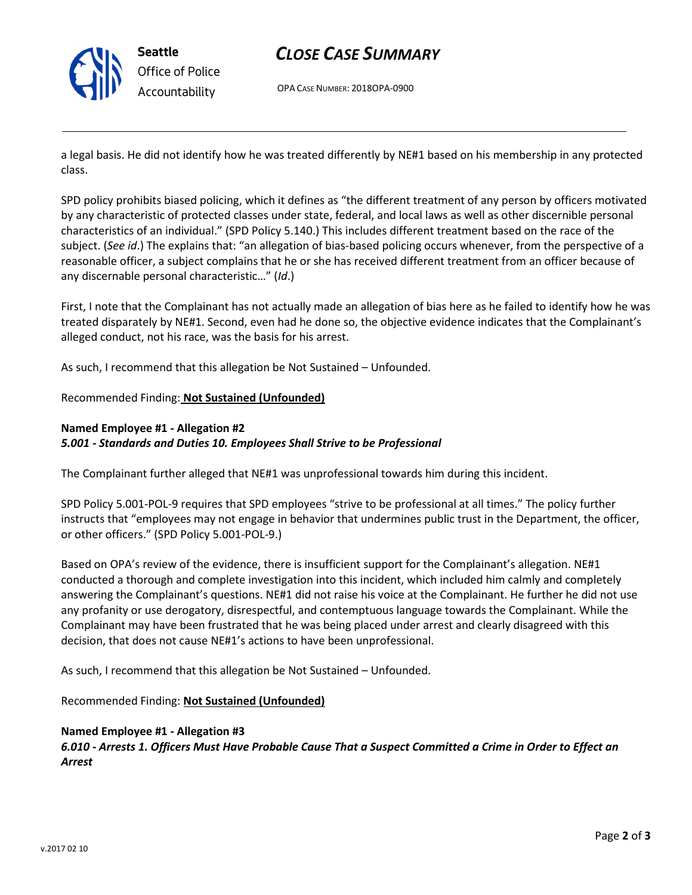a legal basis. He did not identify how he was treated differently by NE#1 based on his membership in any protected class.

SPD policy prohibits biased policing, which it defines as "the different treatment of any person by officers motivated by any characteristic of protected classes under state, federal, and local laws as well as other discernible personal characteristics of an individual." (SPD Policy 5.140.) This includes different treatment based on the race of the subject. (*See id*.) The explains that: "an allegation of bias-based policing occurs whenever, from the perspective of a reasonable officer, a subject complains that he or she has received different treatment from an officer because of any discernable personal characteristic…" (*Id*.)

First, I note that the Complainant has not actually made an allegation of bias here as he failed to identify how he was treated disparately by NE#1. Second, even had he done so, the objective evidence indicates that the Complainant's alleged conduct, not his race, was the basis for his arrest.

As such, I recommend that this allegation be Not Sustained – Unfounded.

Recommended Finding: **Not Sustained (Unfounded)**

**Named Employee #1 - Allegation #2**
***5.001 - Standards and Duties 10. Employees Shall Strive to be Professional***

The Complainant further alleged that NE#1 was unprofessional towards him during this incident.

SPD Policy 5.001-POL-9 requires that SPD employees "strive to be professional at all times." The policy further instructs that "employees may not engage in behavior that undermines public trust in the Department, the officer, or other officers." (SPD Policy 5.001-POL-9.)

Based on OPA's review of the evidence, there is insufficient support for the Complainant's allegation. NE#1 conducted a thorough and complete investigation into this incident, which included him calmly and completely answering the Complainant's questions. NE#1 did not raise his voice at the Complainant. He further he did not use any profanity or use derogatory, disrespectful, and contemptuous language towards the Complainant. While the Complainant may have been frustrated that he was being placed under arrest and clearly disagreed with this decision, that does not cause NE#1's actions to have been unprofessional.

As such, I recommend that this allegation be Not Sustained – Unfounded.

Recommended Finding: **Not Sustained (Unfounded)**

**Named Employee #1 - Allegation #3**
***6.010 - Arrests 1. Officers Must Have Probable Cause That a Suspect Committed a Crime in Order to Effect an Arrest***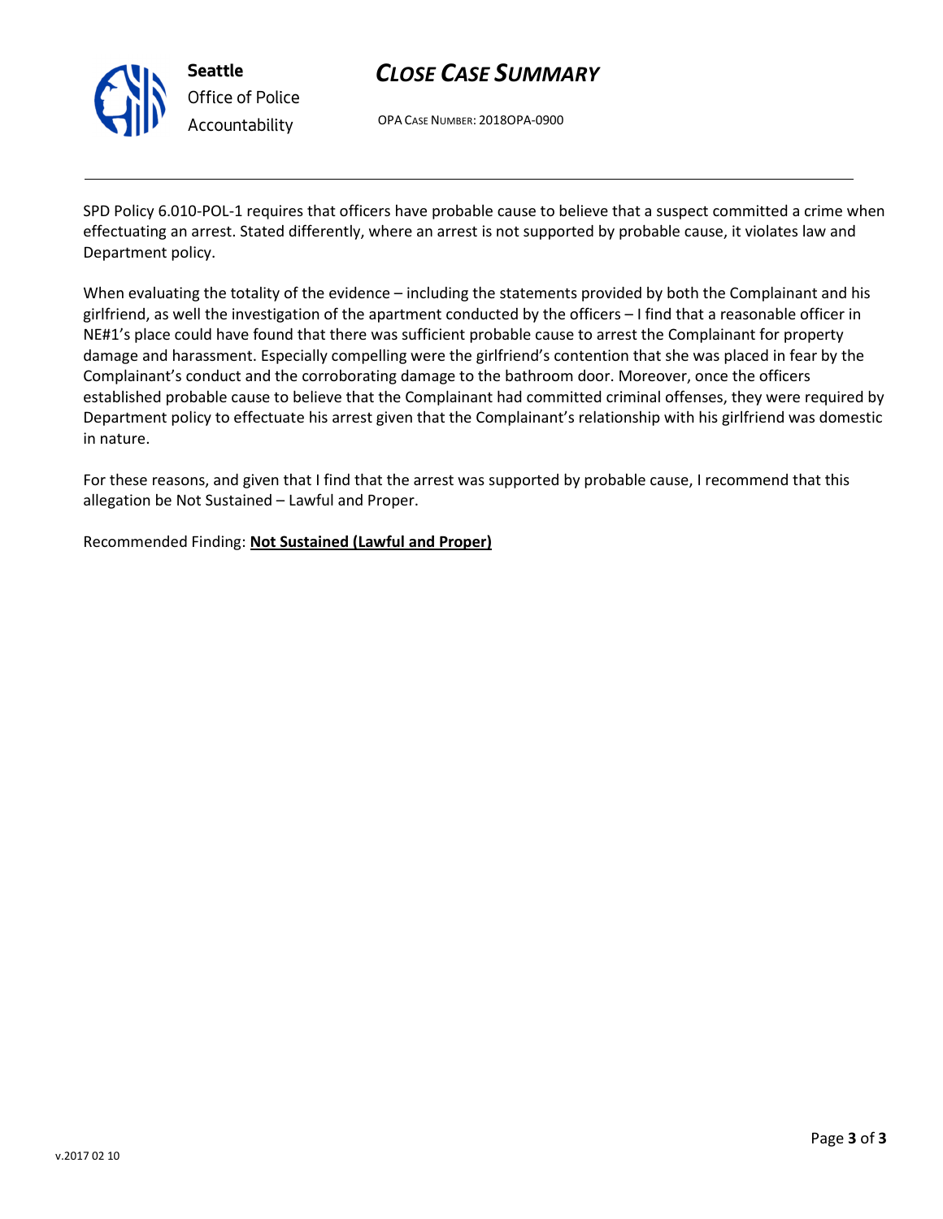SPD Policy 6.010-POL-1 requires that officers have probable cause to believe that a suspect committed a crime when effectuating an arrest. Stated differently, where an arrest is not supported by probable cause, it violates law and Department policy.

When evaluating the totality of the evidence – including the statements provided by both the Complainant and his girlfriend, as well the investigation of the apartment conducted by the officers – I find that a reasonable officer in NE#1's place could have found that there was sufficient probable cause to arrest the Complainant for property damage and harassment. Especially compelling were the girlfriend's contention that she was placed in fear by the Complainant's conduct and the corroborating damage to the bathroom door. Moreover, once the officers established probable cause to believe that the Complainant had committed criminal offenses, they were required by Department policy to effectuate his arrest given that the Complainant's relationship with his girlfriend was domestic in nature.

For these reasons, and given that I find that the arrest was supported by probable cause, I recommend that this allegation be Not Sustained – Lawful and Proper.

Recommended Finding: **Not Sustained (Lawful and Proper)**